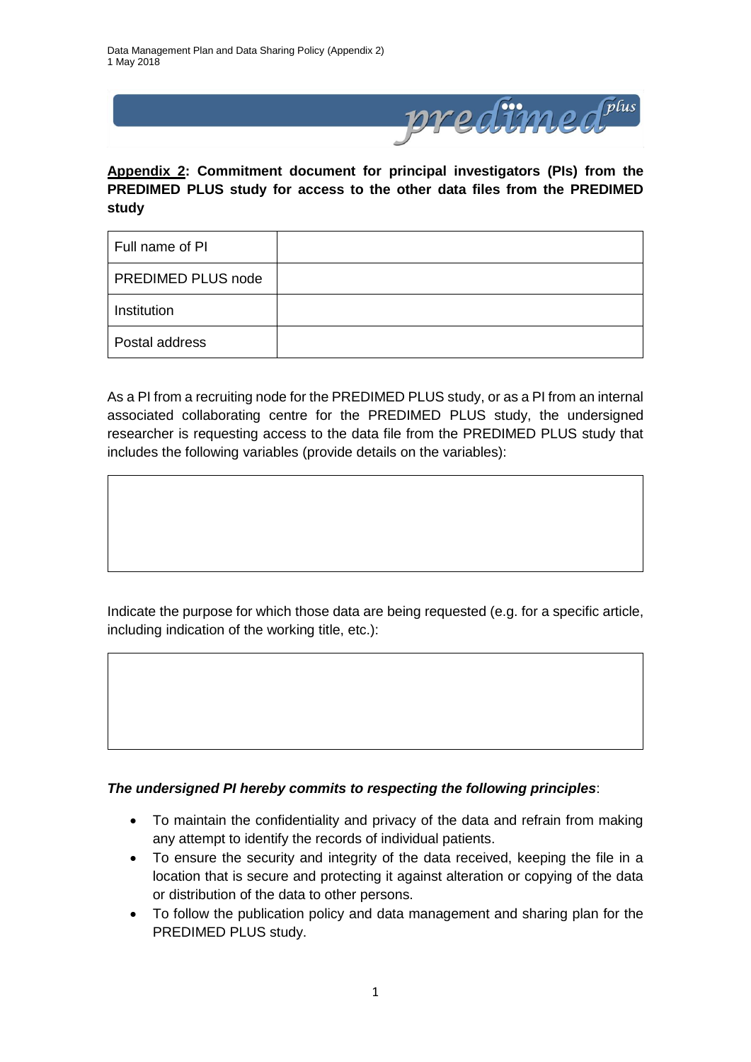**Appendix 2: Commitment document for principal investigators (PIs) from the PREDIMED PLUS study for access to the other data files from the PREDIMED study**

| Full name of PI | |
|---|---|
| PREDIMED PLUS node | |
| Institution | |
| Postal address | |

As a PI from a recruiting node for the PREDIMED PLUS study, or as a PI from an internal associated collaborating centre for the PREDIMED PLUS study, the undersigned researcher is requesting access to the data file from the PREDIMED PLUS study that includes the following variables (provide details on the variables):

| |
|---|
| |

Indicate the purpose for which those data are being requested (e.g. for a specific article, including indication of the working title, etc.):

| |
|---|
| |

***The undersigned PI hereby commits to respecting the following principles***:

- To maintain the confidentiality and privacy of the data and refrain from making any attempt to identify the records of individual patients.
- To ensure the security and integrity of the data received, keeping the file in a location that is secure and protecting it against alteration or copying of the data or distribution of the data to other persons.
- To follow the publication policy and data management and sharing plan for the PREDIMED PLUS study.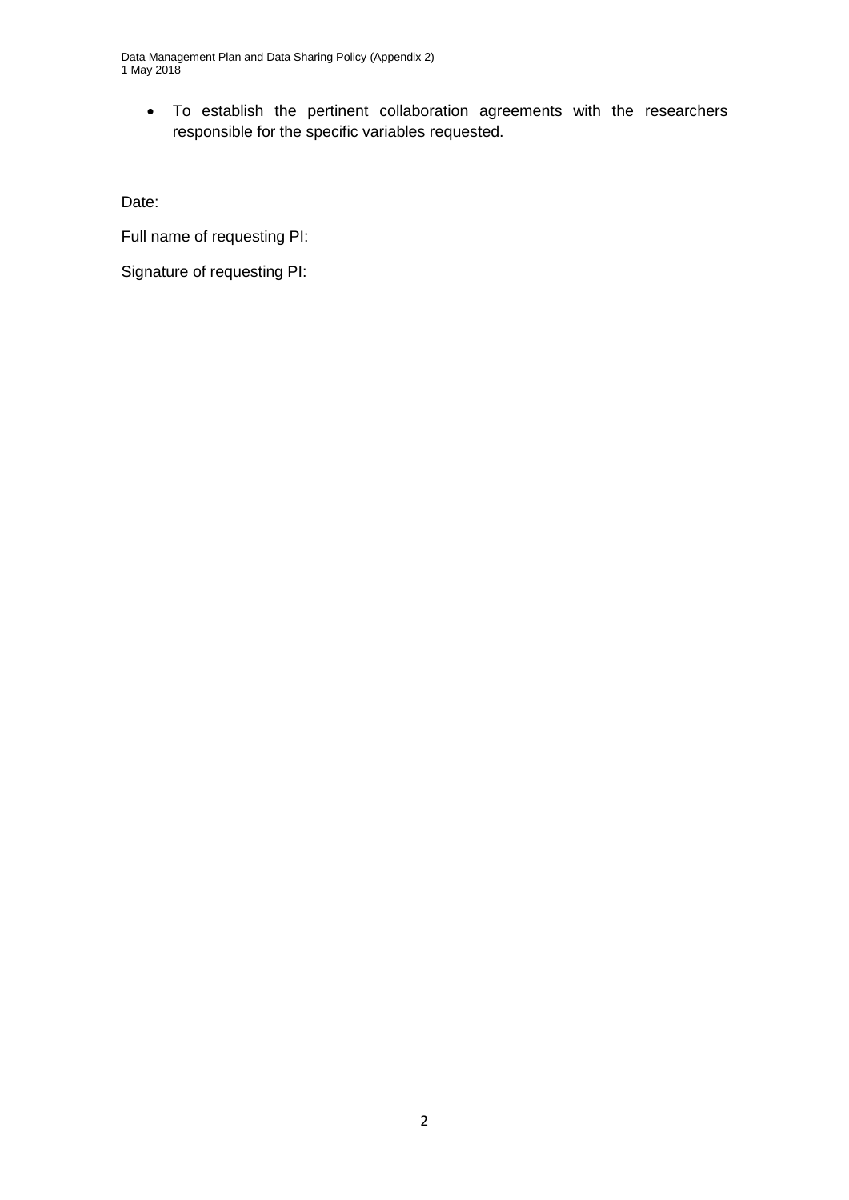- To establish the pertinent collaboration agreements with the researchers responsible for the specific variables requested.

Date:

Full name of requesting PI:

Signature of requesting PI: